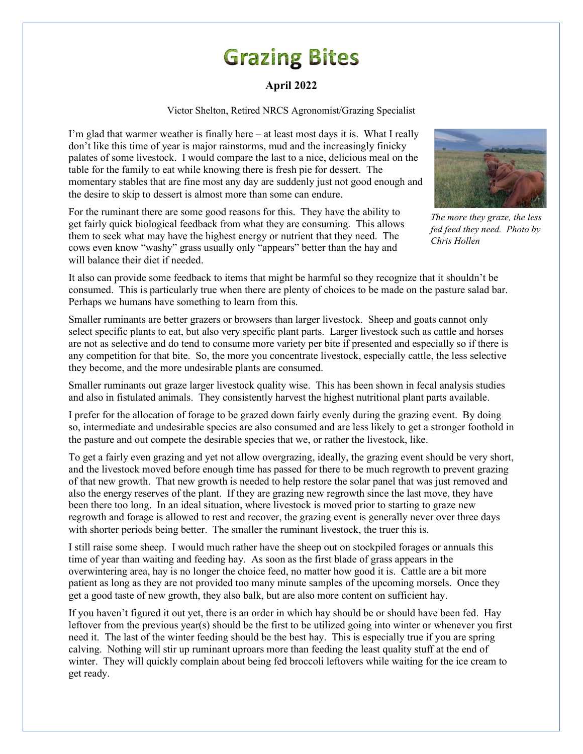# Grazing Bites

**April 2022**

Victor Shelton, Retired NRCS Agronomist/Grazing Specialist

I'm glad that warmer weather is finally here – at least most days it is. What I really don't like this time of year is major rainstorms, mud and the increasingly finicky palates of some livestock. I would compare the last to a nice, delicious meal on the table for the family to eat while knowing there is fresh pie for dessert. The momentary stables that are fine most any day are suddenly just not good enough and the desire to skip to dessert is almost more than some can endure.

*The more they graze, the less fed feed they need. Photo by Chris Hollen*

For the ruminant there are some good reasons for this. They have the ability to get fairly quick biological feedback from what they are consuming. This allows them to seek what may have the highest energy or nutrient that they need. The cows even know "washy" grass usually only "appears" better than the hay and will balance their diet if needed.

It also can provide some feedback to items that might be harmful so they recognize that it shouldn't be consumed. This is particularly true when there are plenty of choices to be made on the pasture salad bar. Perhaps we humans have something to learn from this.

Smaller ruminants are better grazers or browsers than larger livestock. Sheep and goats cannot only select specific plants to eat, but also very specific plant parts. Larger livestock such as cattle and horses are not as selective and do tend to consume more variety per bite if presented and especially so if there is any competition for that bite. So, the more you concentrate livestock, especially cattle, the less selective they become, and the more undesirable plants are consumed.

Smaller ruminants out graze larger livestock quality wise. This has been shown in fecal analysis studies and also in fistulated animals. They consistently harvest the highest nutritional plant parts available.

I prefer for the allocation of forage to be grazed down fairly evenly during the grazing event. By doing so, intermediate and undesirable species are also consumed and are less likely to get a stronger foothold in the pasture and out compete the desirable species that we, or rather the livestock, like.

To get a fairly even grazing and yet not allow overgrazing, ideally, the grazing event should be very short, and the livestock moved before enough time has passed for there to be much regrowth to prevent grazing of that new growth. That new growth is needed to help restore the solar panel that was just removed and also the energy reserves of the plant. If they are grazing new regrowth since the last move, they have been there too long. In an ideal situation, where livestock is moved prior to starting to graze new regrowth and forage is allowed to rest and recover, the grazing event is generally never over three days with shorter periods being better. The smaller the ruminant livestock, the truer this is.

I still raise some sheep. I would much rather have the sheep out on stockpiled forages or annuals this time of year than waiting and feeding hay. As soon as the first blade of grass appears in the overwintering area, hay is no longer the choice feed, no matter how good it is. Cattle are a bit more patient as long as they are not provided too many minute samples of the upcoming morsels. Once they get a good taste of new growth, they also balk, but are also more content on sufficient hay.

If you haven't figured it out yet, there is an order in which hay should be or should have been fed. Hay leftover from the previous year(s) should be the first to be utilized going into winter or whenever you first need it. The last of the winter feeding should be the best hay. This is especially true if you are spring calving. Nothing will stir up ruminant uproars more than feeding the least quality stuff at the end of winter. They will quickly complain about being fed broccoli leftovers while waiting for the ice cream to get ready.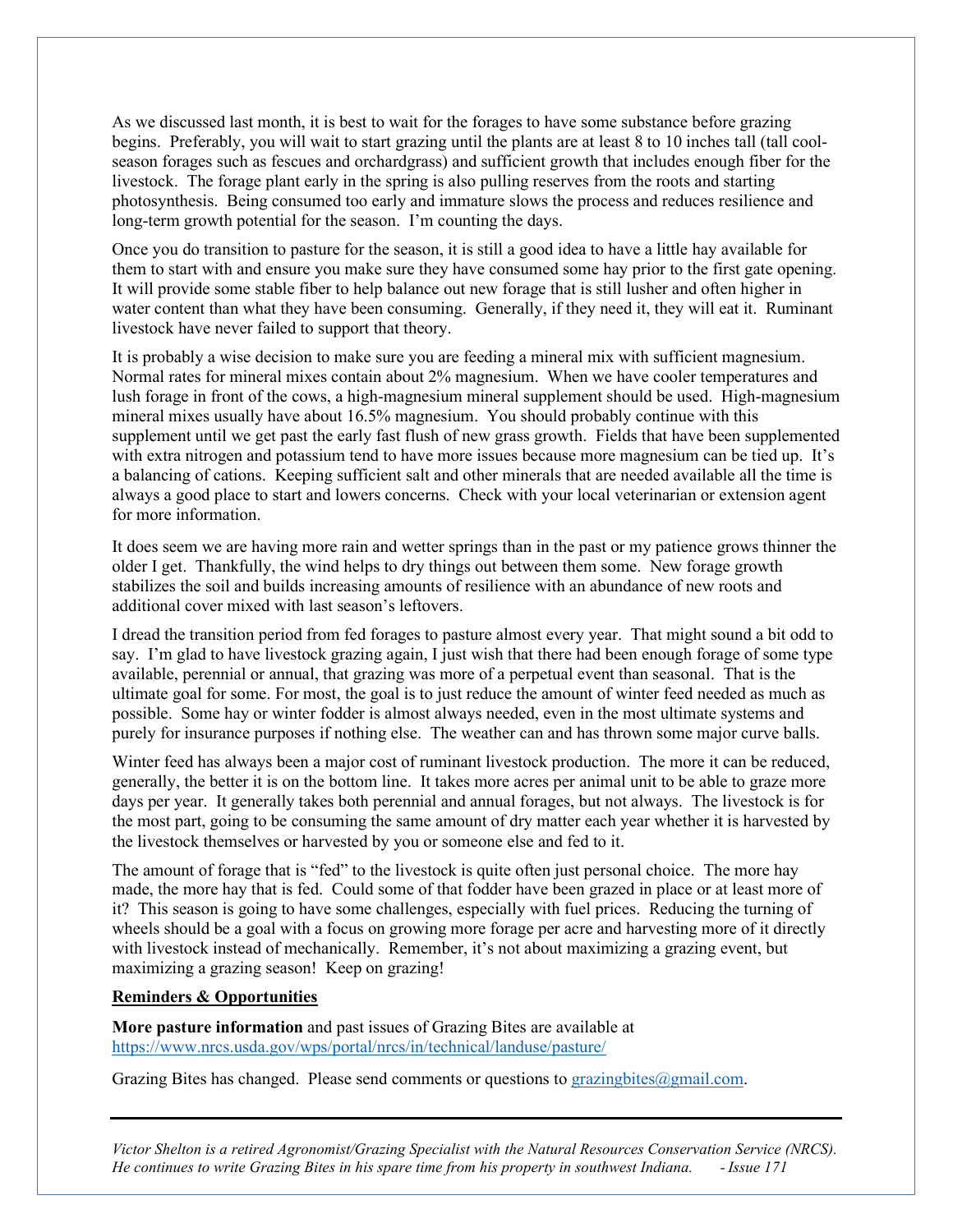As we discussed last month, it is best to wait for the forages to have some substance before grazing begins. Preferably, you will wait to start grazing until the plants are at least 8 to 10 inches tall (tall cool-season forages such as fescues and orchardgrass) and sufficient growth that includes enough fiber for the livestock. The forage plant early in the spring is also pulling reserves from the roots and starting photosynthesis. Being consumed too early and immature slows the process and reduces resilience and long-term growth potential for the season. I'm counting the days.

Once you do transition to pasture for the season, it is still a good idea to have a little hay available for them to start with and ensure you make sure they have consumed some hay prior to the first gate opening. It will provide some stable fiber to help balance out new forage that is still lusher and often higher in water content than what they have been consuming. Generally, if they need it, they will eat it. Ruminant livestock have never failed to support that theory.

It is probably a wise decision to make sure you are feeding a mineral mix with sufficient magnesium. Normal rates for mineral mixes contain about 2% magnesium. When we have cooler temperatures and lush forage in front of the cows, a high-magnesium mineral supplement should be used. High-magnesium mineral mixes usually have about 16.5% magnesium. You should probably continue with this supplement until we get past the early fast flush of new grass growth. Fields that have been supplemented with extra nitrogen and potassium tend to have more issues because more magnesium can be tied up. It's a balancing of cations. Keeping sufficient salt and other minerals that are needed available all the time is always a good place to start and lowers concerns. Check with your local veterinarian or extension agent for more information.

It does seem we are having more rain and wetter springs than in the past or my patience grows thinner the older I get. Thankfully, the wind helps to dry things out between them some. New forage growth stabilizes the soil and builds increasing amounts of resilience with an abundance of new roots and additional cover mixed with last season's leftovers.

I dread the transition period from fed forages to pasture almost every year. That might sound a bit odd to say. I'm glad to have livestock grazing again, I just wish that there had been enough forage of some type available, perennial or annual, that grazing was more of a perpetual event than seasonal. That is the ultimate goal for some. For most, the goal is to just reduce the amount of winter feed needed as much as possible. Some hay or winter fodder is almost always needed, even in the most ultimate systems and purely for insurance purposes if nothing else. The weather can and has thrown some major curve balls.

Winter feed has always been a major cost of ruminant livestock production. The more it can be reduced, generally, the better it is on the bottom line. It takes more acres per animal unit to be able to graze more days per year. It generally takes both perennial and annual forages, but not always. The livestock is for the most part, going to be consuming the same amount of dry matter each year whether it is harvested by the livestock themselves or harvested by you or someone else and fed to it.

The amount of forage that is "fed" to the livestock is quite often just personal choice. The more hay made, the more hay that is fed. Could some of that fodder have been grazed in place or at least more of it? This season is going to have some challenges, especially with fuel prices. Reducing the turning of wheels should be a goal with a focus on growing more forage per acre and harvesting more of it directly with livestock instead of mechanically. Remember, it's not about maximizing a grazing event, but maximizing a grazing season! Keep on grazing!

**Reminders & Opportunities**

**More pasture information** and past issues of Grazing Bites are available at https://www.nrcs.usda.gov/wps/portal/nrcs/in/technical/landuse/pasture/

Grazing Bites has changed. Please send comments or questions to grazingbites@gmail.com.

---

*Victor Shelton is a retired Agronomist/Grazing Specialist with the Natural Resources Conservation Service (NRCS). He continues to write Grazing Bites in his spare time from his property in southwest Indiana. - Issue 171*